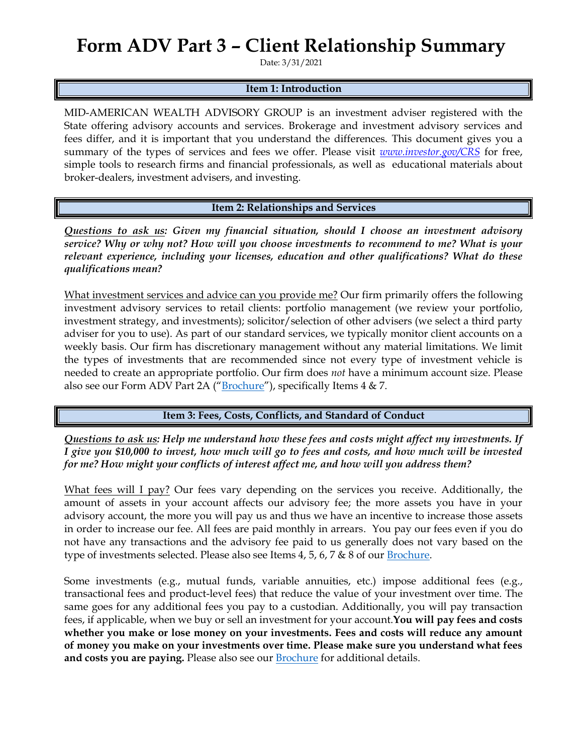# Form ADV Part 3 – Client Relationship Summary

Date: 3/31/2021

## Item 1: Introduction

MID-AMERICAN WEALTH ADVISORY GROUP is an investment adviser registered with the State offering advisory accounts and services. Brokerage and investment advisory services and fees differ, and it is important that you understand the differences. This document gives you a summary of the types of services and fees we offer. Please visit *www.investor.gov/CRS* for free, simple tools to research firms and financial professionals, as well as educational materials about broker-dealers, investment advisers, and investing.

## Item 2: Relationships and Services

***Questions to ask us*: Given my financial situation, should I choose an investment advisory service? Why or why not? How will you choose investments to recommend to me? What is your relevant experience, including your licenses, education and other qualifications? What do these qualifications mean?**

What investment services and advice can you provide me? Our firm primarily offers the following investment advisory services to retail clients: portfolio management (we review your portfolio, investment strategy, and investments); solicitor/selection of other advisers (we select a third party adviser for you to use). As part of our standard services, we typically monitor client accounts on a weekly basis. Our firm has discretionary management without any material limitations. We limit the types of investments that are recommended since not every type of investment vehicle is needed to create an appropriate portfolio. Our firm does *not* have a minimum account size. Please also see our Form ADV Part 2A ("Brochure"), specifically Items 4 & 7.

## Item 3: Fees, Costs, Conflicts, and Standard of Conduct

***Questions to ask us*: Help me understand how these fees and costs might affect my investments. If I give you $10,000 to invest, how much will go to fees and costs, and how much will be invested for me? How might your conflicts of interest affect me, and how will you address them?**

What fees will I pay? Our fees vary depending on the services you receive. Additionally, the amount of assets in your account affects our advisory fee; the more assets you have in your advisory account, the more you will pay us and thus we have an incentive to increase those assets in order to increase our fee. All fees are paid monthly in arrears. You pay our fees even if you do not have any transactions and the advisory fee paid to us generally does not vary based on the type of investments selected. Please also see Items 4, 5, 6, 7 & 8 of our Brochure.

Some investments (e.g., mutual funds, variable annuities, etc.) impose additional fees (e.g., transactional fees and product-level fees) that reduce the value of your investment over time. The same goes for any additional fees you pay to a custodian. Additionally, you will pay transaction fees, if applicable, when we buy or sell an investment for your account. **You will pay fees and costs whether you make or lose money on your investments. Fees and costs will reduce any amount of money you make on your investments over time. Please make sure you understand what fees and costs you are paying.** Please also see our Brochure for additional details.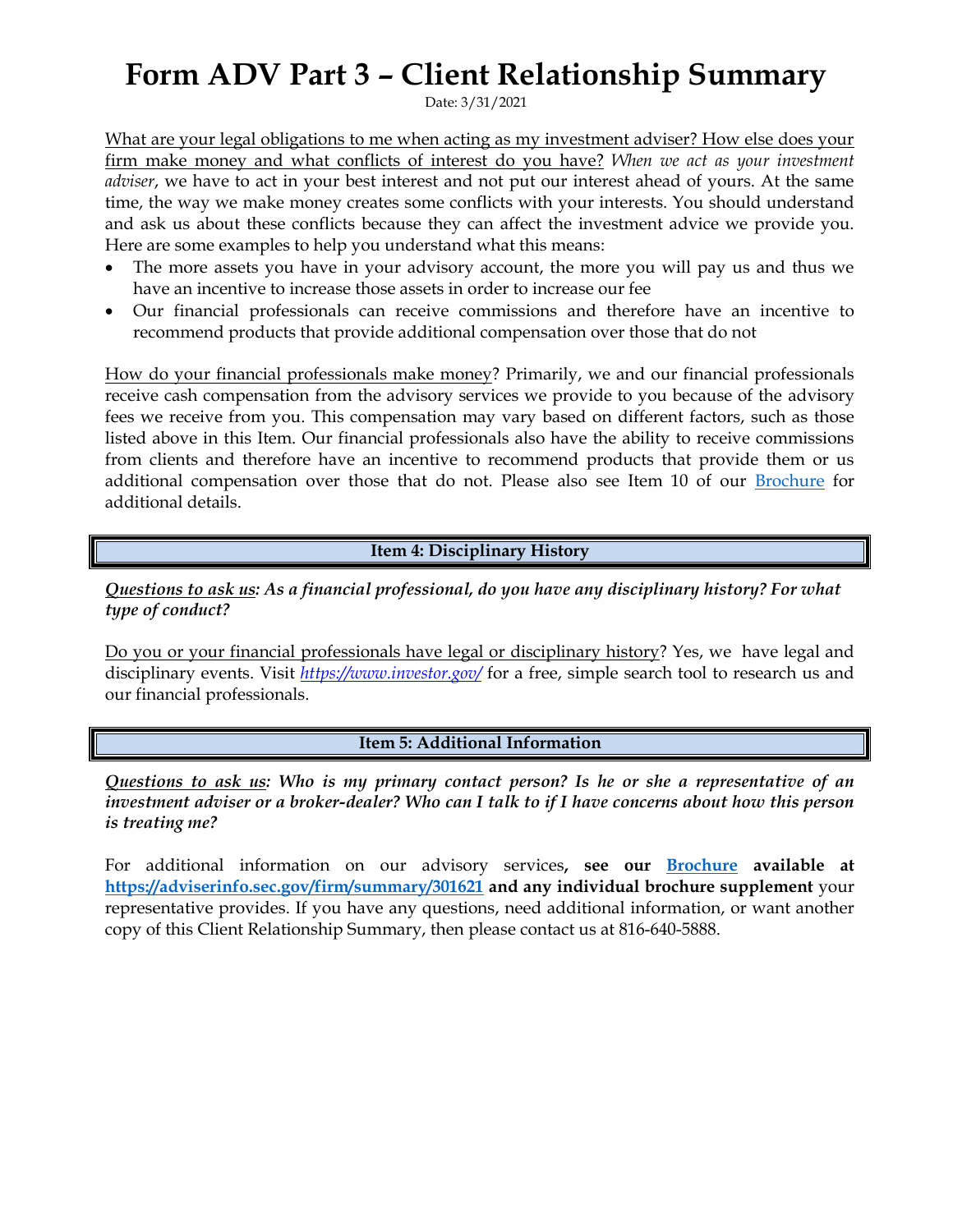# Form ADV Part 3 – Client Relationship Summary

Date: 3/31/2021

What are your legal obligations to me when acting as my investment adviser? How else does your firm make money and what conflicts of interest do you have? *When we act as your investment adviser*, we have to act in your best interest and not put our interest ahead of yours. At the same time, the way we make money creates some conflicts with your interests. You should understand and ask us about these conflicts because they can affect the investment advice we provide you. Here are some examples to help you understand what this means:

- The more assets you have in your advisory account, the more you will pay us and thus we have an incentive to increase those assets in order to increase our fee
- Our financial professionals can receive commissions and therefore have an incentive to recommend products that provide additional compensation over those that do not

How do your financial professionals make money? Primarily, we and our financial professionals receive cash compensation from the advisory services we provide to you because of the advisory fees we receive from you. This compensation may vary based on different factors, such as those listed above in this Item. Our financial professionals also have the ability to receive commissions from clients and therefore have an incentive to recommend products that provide them or us additional compensation over those that do not. Please also see Item 10 of our Brochure for additional details.

## Item 4: Disciplinary History

***Questions to ask us: As a financial professional, do you have any disciplinary history? For what type of conduct?***

Do you or your financial professionals have legal or disciplinary history? Yes, we have legal and disciplinary events. Visit *https://www.investor.gov/* for a free, simple search tool to research us and our financial professionals.

## Item 5: Additional Information

***Questions to ask us: Who is my primary contact person? Is he or she a representative of an investment adviser or a broker-dealer? Who can I talk to if I have concerns about how this person is treating me?***

For additional information on our advisory services**, see our Brochure available at https://adviserinfo.sec.gov/firm/summary/301621 and any individual brochure supplement** your representative provides. If you have any questions, need additional information, or want another copy of this Client Relationship Summary, then please contact us at 816-640-5888.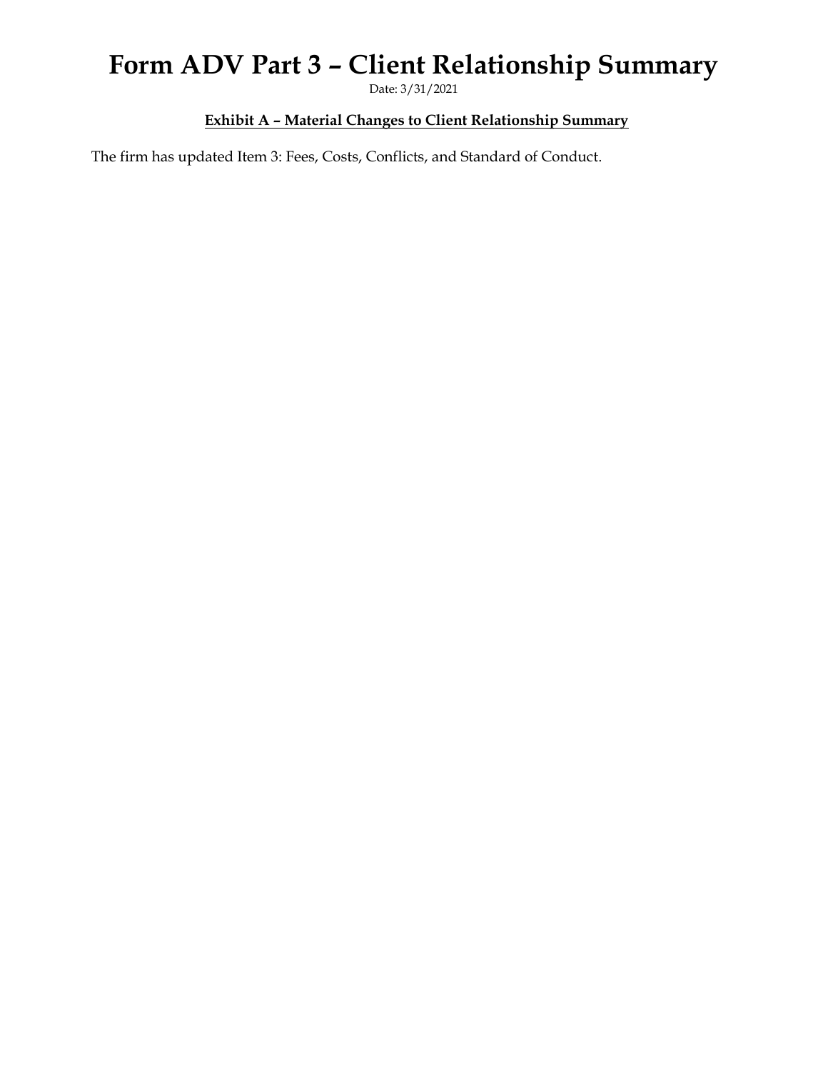# Form ADV Part 3 – Client Relationship Summary

Date: 3/31/2021

**Exhibit A – Material Changes to Client Relationship Summary**

The firm has updated Item 3: Fees, Costs, Conflicts, and Standard of Conduct.